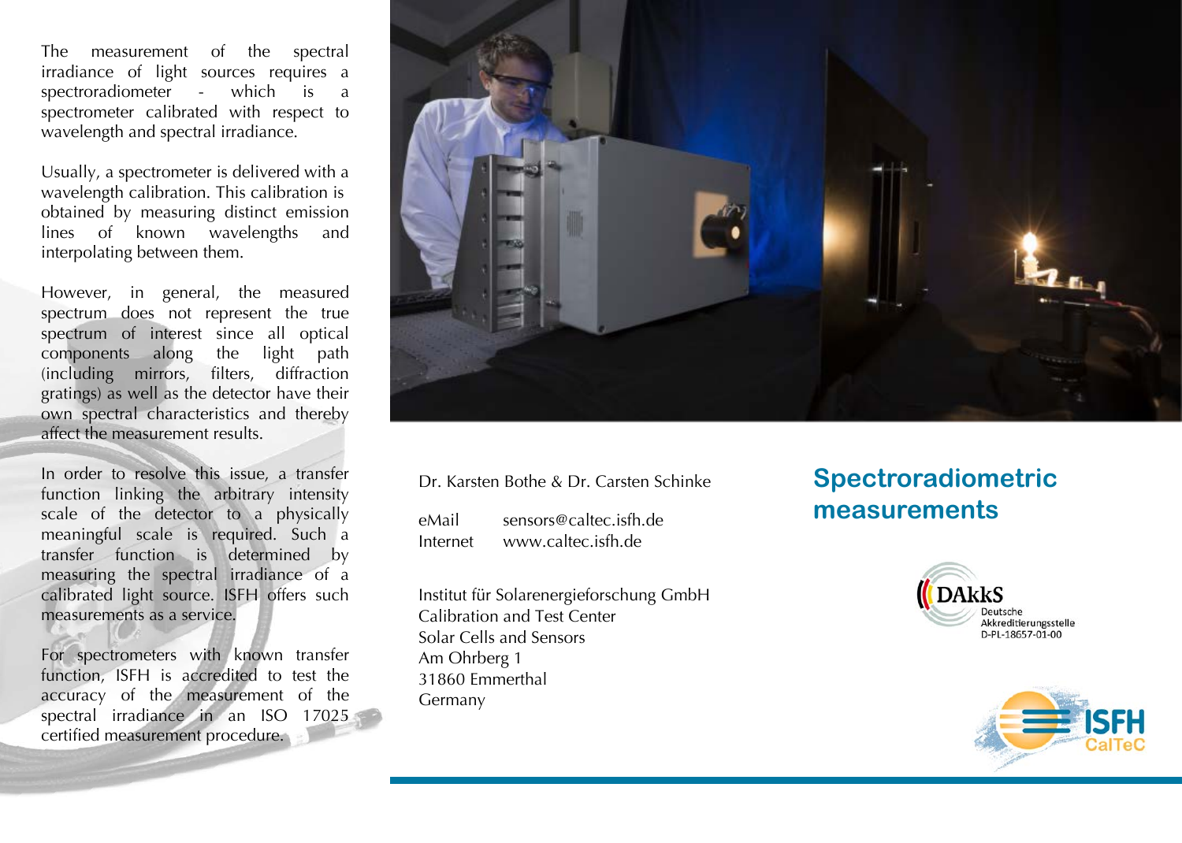The measurement of the spectral irradiance of light sources requires a spectroradiometer - which is a spectrometer calibrated with respect to wavelength and spectral irradiance.

Usually, a spectrometer is delivered with a wavelength calibration. This calibration is obtained by measuring distinct emission lines of known wavelengths and interpolating between them.

However, in general, the measured spectrum does not represent the true spectrum of interest since all optical components along the light path (including mirrors, filters, diffraction gratings) as well as the detector have their own spectral characteristics and thereby affect the measurement results.

In order to resolve this issue, a transfer function linking the arbitrary intensity scale of the detector to a physically meaningful scale is required. Such a transfer function is determined by measuring the spectral irradiance of a calibrated light source. ISFH offers such measurements as a service.

For spectrometers with known transfer function, ISFH is accredited to test the accuracy of the measurement of the spectral irradiance in an ISO 17025 certified measurement procedure.

Dr. Karsten Bothe & Dr. Carsten Schinke

eMail sensors@caltec.isfh.de
Internet www.caltec.isfh.de

Institut für Solarenergieforschung GmbH
Calibration and Test Center
Solar Cells and Sensors
Am Ohrberg 1
31860 Emmerthal
Germany

# Spectroradiometric measurements

DAkkS
Deutsche
Akkreditierungsstelle
D-PL-18657-01-00

ISFH
CalTeC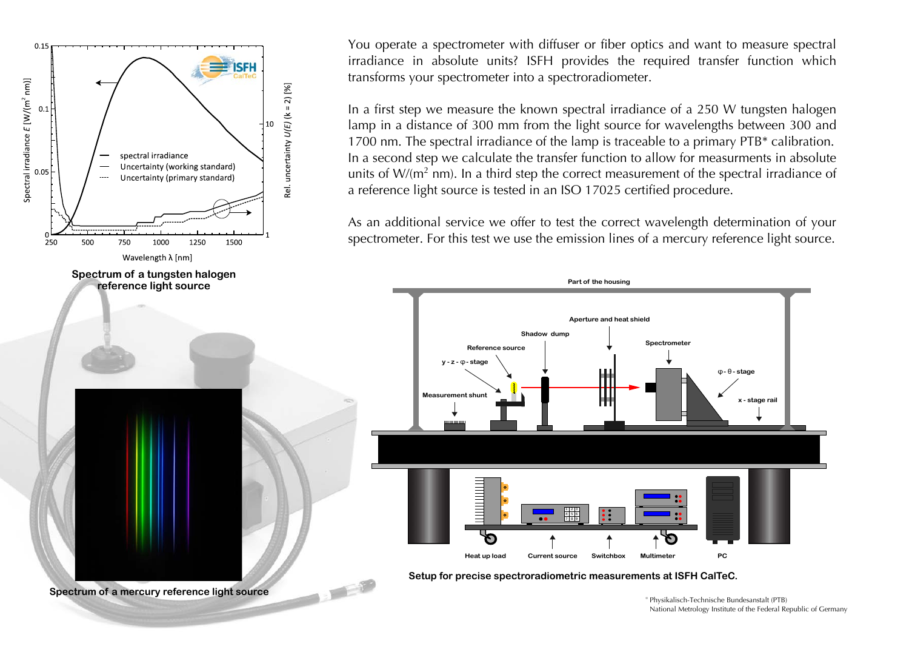0.15

0.1

0.05

0

250 500 750 1000 1250 1500

Wavelength λ [nm]

Spectral irradiance $E$ [W/(m² nm)]

Rel. uncertainty $U(E)$ (k = 2) [%]

10

1

spectral irradiance

Uncertainty (working standard)

Uncertainty (primary standard)

ISFH CalTeC

**Spectrum of a tungsten halogen reference light source**

You operate a spectrometer with diffuser or fiber optics and want to measure spectral irradiance in absolute units? ISFH provides the required transfer function which transforms your spectrometer into a spectroradiometer.

In a first step we measure the known spectral irradiance of a 250 W tungsten halogen lamp in a distance of 300 mm from the light source for wavelengths between 300 and 1700 nm. The spectral irradiance of the lamp is traceable to a primary PTB* calibration. In a second step we calculate the transfer function to allow for measurments in absolute units of W/(m² nm). In a third step the correct measurement of the spectral irradiance of a reference light source is tested in an ISO 17025 certified procedure.

As an additional service we offer to test the correct wavelength determination of your spectrometer. For this test we use the emission lines of a mercury reference light source.

Part of the housing

Aperture and heat shield

Shadow dump

Spectrometer

Reference source

y - z - φ - stage

φ - θ - stage

Measurement shunt

x - stage rail

Heat up load

Current source

Switchbox

Multimeter

PC

**Spectrum of a mercury reference light source**

**Setup for precise spectroradiometric measurements at ISFH CalTeC.**

* Physikalisch-Technische Bundesanstalt (PTB)
National Metrology Institute of the Federal Republic of Germany